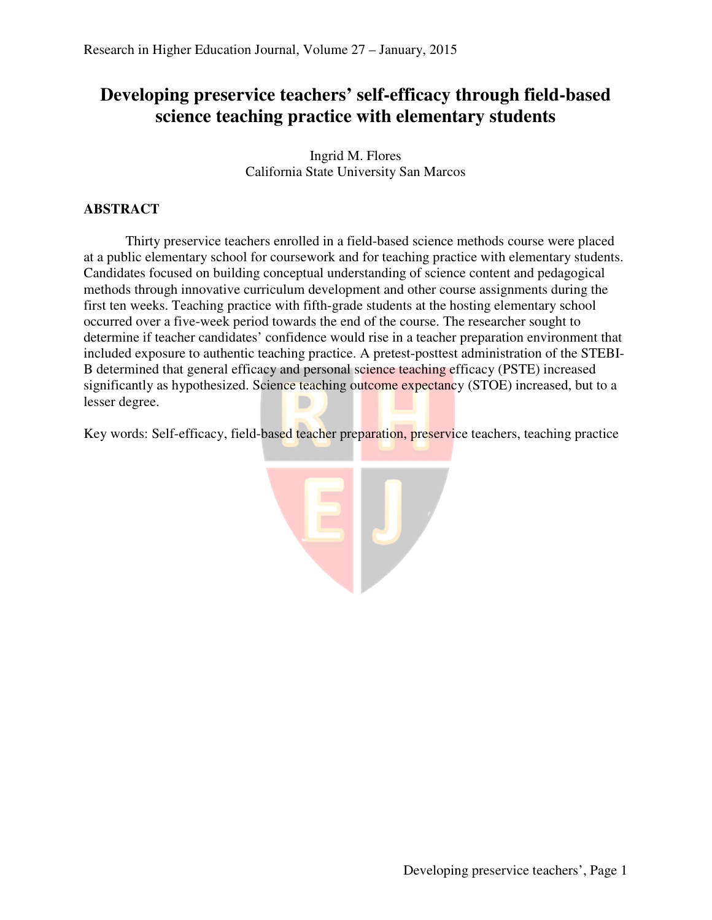# Developing preservice teachers' self-efficacy through field-based science teaching practice with elementary students

Ingrid M. Flores
California State University San Marcos

## ABSTRACT

Thirty preservice teachers enrolled in a field-based science methods course were placed at a public elementary school for coursework and for teaching practice with elementary students. Candidates focused on building conceptual understanding of science content and pedagogical methods through innovative curriculum development and other course assignments during the first ten weeks. Teaching practice with fifth-grade students at the hosting elementary school occurred over a five-week period towards the end of the course. The researcher sought to determine if teacher candidates' confidence would rise in a teacher preparation environment that included exposure to authentic teaching practice. A pretest-posttest administration of the STEBI-B determined that general efficacy and personal science teaching efficacy (PSTE) increased significantly as hypothesized. Science teaching outcome expectancy (STOE) increased, but to a lesser degree.

Key words: Self-efficacy, field-based teacher preparation, preservice teachers, teaching practice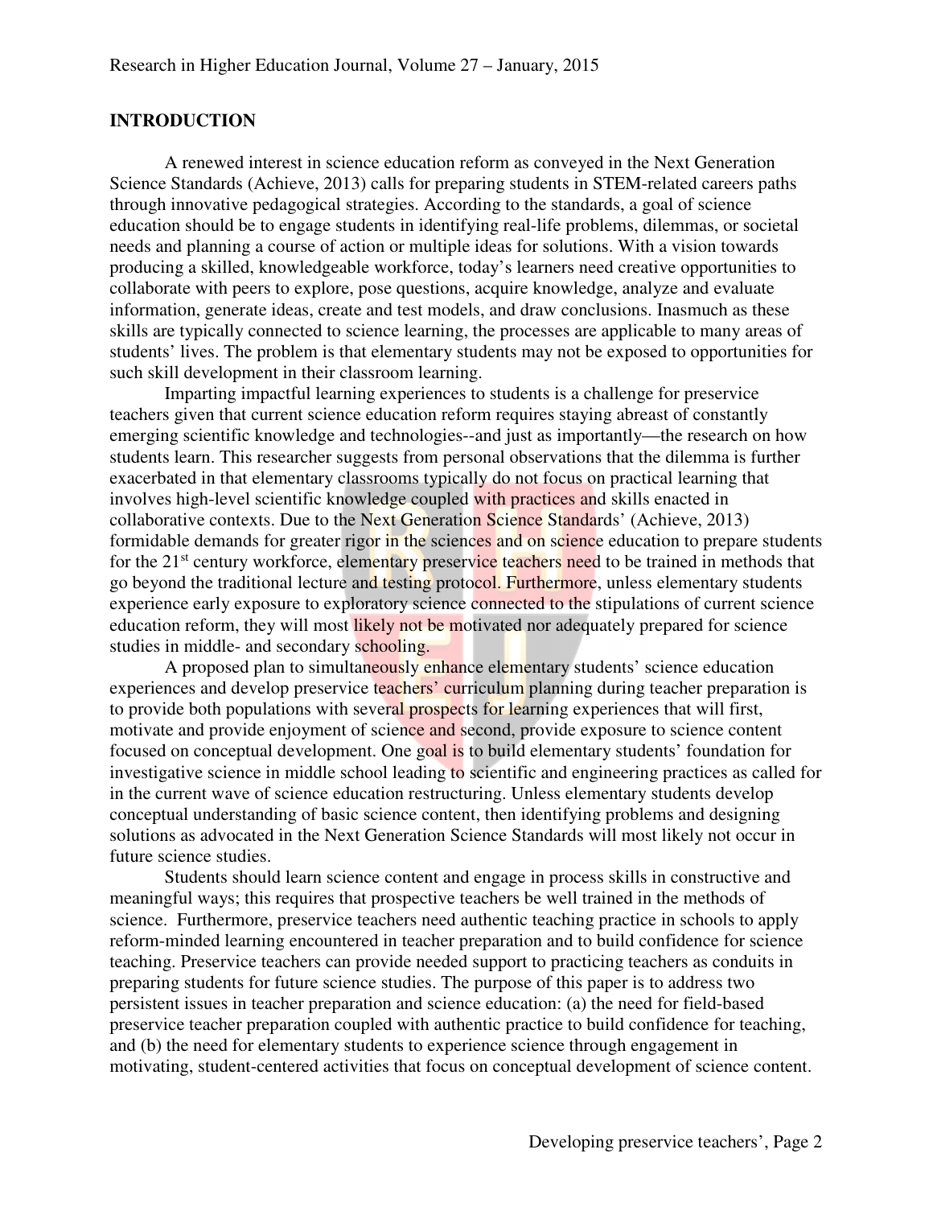## INTRODUCTION

A renewed interest in science education reform as conveyed in the Next Generation Science Standards (Achieve, 2013) calls for preparing students in STEM-related careers paths through innovative pedagogical strategies. According to the standards, a goal of science education should be to engage students in identifying real-life problems, dilemmas, or societal needs and planning a course of action or multiple ideas for solutions. With a vision towards producing a skilled, knowledgeable workforce, today's learners need creative opportunities to collaborate with peers to explore, pose questions, acquire knowledge, analyze and evaluate information, generate ideas, create and test models, and draw conclusions. Inasmuch as these skills are typically connected to science learning, the processes are applicable to many areas of students' lives. The problem is that elementary students may not be exposed to opportunities for such skill development in their classroom learning.

Imparting impactful learning experiences to students is a challenge for preservice teachers given that current science education reform requires staying abreast of constantly emerging scientific knowledge and technologies--and just as importantly—the research on how students learn. This researcher suggests from personal observations that the dilemma is further exacerbated in that elementary classrooms typically do not focus on practical learning that involves high-level scientific knowledge coupled with practices and skills enacted in collaborative contexts. Due to the Next Generation Science Standards' (Achieve, 2013) formidable demands for greater rigor in the sciences and on science education to prepare students for the 21st century workforce, elementary preservice teachers need to be trained in methods that go beyond the traditional lecture and testing protocol. Furthermore, unless elementary students experience early exposure to exploratory science connected to the stipulations of current science education reform, they will most likely not be motivated nor adequately prepared for science studies in middle- and secondary schooling.

A proposed plan to simultaneously enhance elementary students' science education experiences and develop preservice teachers' curriculum planning during teacher preparation is to provide both populations with several prospects for learning experiences that will first, motivate and provide enjoyment of science and second, provide exposure to science content focused on conceptual development. One goal is to build elementary students' foundation for investigative science in middle school leading to scientific and engineering practices as called for in the current wave of science education restructuring. Unless elementary students develop conceptual understanding of basic science content, then identifying problems and designing solutions as advocated in the Next Generation Science Standards will most likely not occur in future science studies.

Students should learn science content and engage in process skills in constructive and meaningful ways; this requires that prospective teachers be well trained in the methods of science. Furthermore, preservice teachers need authentic teaching practice in schools to apply reform-minded learning encountered in teacher preparation and to build confidence for science teaching. Preservice teachers can provide needed support to practicing teachers as conduits in preparing students for future science studies. The purpose of this paper is to address two persistent issues in teacher preparation and science education: (a) the need for field-based preservice teacher preparation coupled with authentic practice to build confidence for teaching, and (b) the need for elementary students to experience science through engagement in motivating, student-centered activities that focus on conceptual development of science content.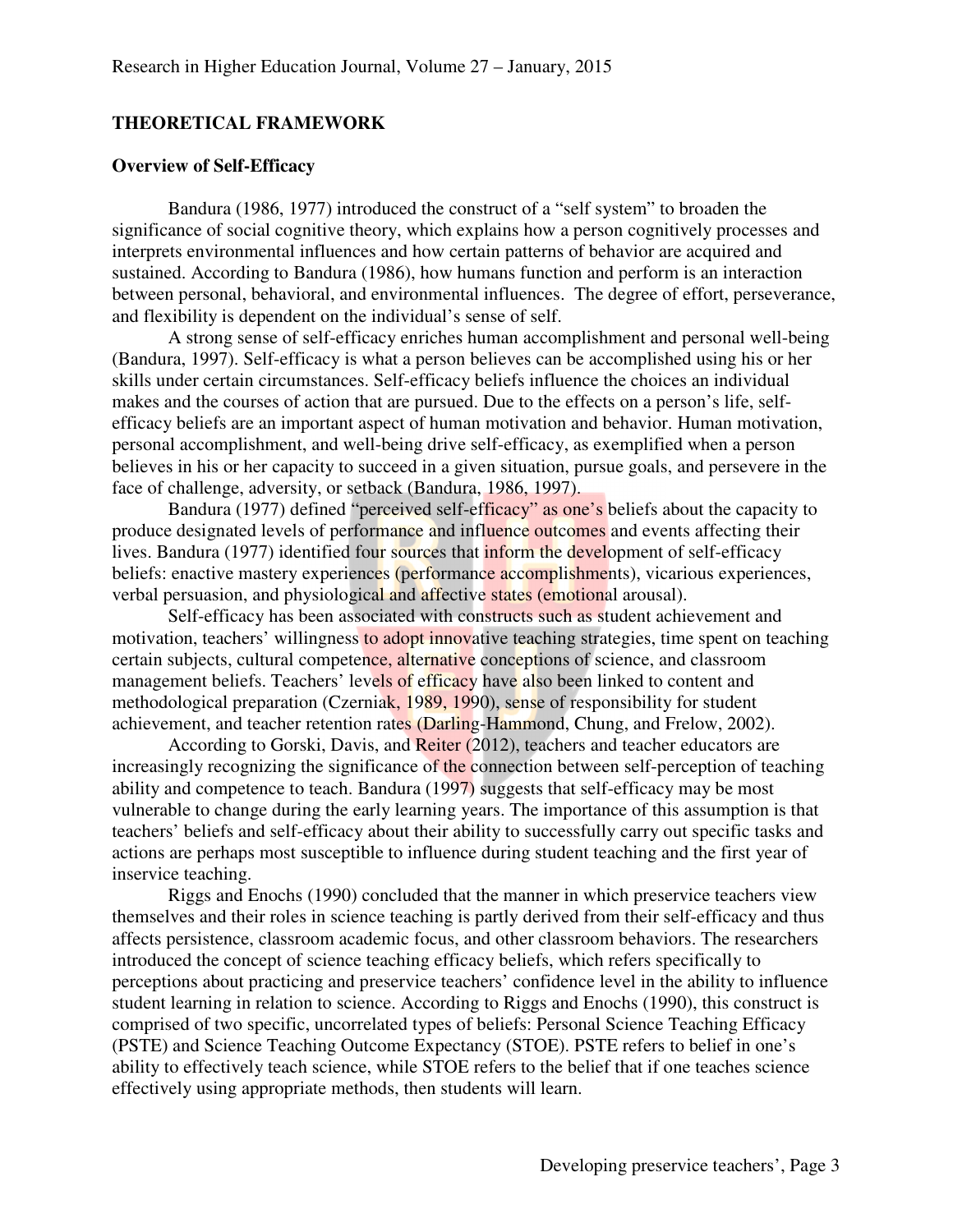## THEORETICAL FRAMEWORK

### Overview of Self-Efficacy

Bandura (1986, 1977) introduced the construct of a "self system" to broaden the significance of social cognitive theory, which explains how a person cognitively processes and interprets environmental influences and how certain patterns of behavior are acquired and sustained. According to Bandura (1986), how humans function and perform is an interaction between personal, behavioral, and environmental influences. The degree of effort, perseverance, and flexibility is dependent on the individual's sense of self.

A strong sense of self-efficacy enriches human accomplishment and personal well-being (Bandura, 1997). Self-efficacy is what a person believes can be accomplished using his or her skills under certain circumstances. Self-efficacy beliefs influence the choices an individual makes and the courses of action that are pursued. Due to the effects on a person's life, self-efficacy beliefs are an important aspect of human motivation and behavior. Human motivation, personal accomplishment, and well-being drive self-efficacy, as exemplified when a person believes in his or her capacity to succeed in a given situation, pursue goals, and persevere in the face of challenge, adversity, or setback (Bandura, 1986, 1997).

Bandura (1977) defined "perceived self-efficacy" as one's beliefs about the capacity to produce designated levels of performance and influence outcomes and events affecting their lives. Bandura (1977) identified four sources that inform the development of self-efficacy beliefs: enactive mastery experiences (performance accomplishments), vicarious experiences, verbal persuasion, and physiological and affective states (emotional arousal).

Self-efficacy has been associated with constructs such as student achievement and motivation, teachers' willingness to adopt innovative teaching strategies, time spent on teaching certain subjects, cultural competence, alternative conceptions of science, and classroom management beliefs. Teachers' levels of efficacy have also been linked to content and methodological preparation (Czerniak, 1989, 1990), sense of responsibility for student achievement, and teacher retention rates (Darling-Hammond, Chung, and Frelow, 2002).

According to Gorski, Davis, and Reiter (2012), teachers and teacher educators are increasingly recognizing the significance of the connection between self-perception of teaching ability and competence to teach. Bandura (1997) suggests that self-efficacy may be most vulnerable to change during the early learning years. The importance of this assumption is that teachers' beliefs and self-efficacy about their ability to successfully carry out specific tasks and actions are perhaps most susceptible to influence during student teaching and the first year of inservice teaching.

Riggs and Enochs (1990) concluded that the manner in which preservice teachers view themselves and their roles in science teaching is partly derived from their self-efficacy and thus affects persistence, classroom academic focus, and other classroom behaviors. The researchers introduced the concept of science teaching efficacy beliefs, which refers specifically to perceptions about practicing and preservice teachers' confidence level in the ability to influence student learning in relation to science. According to Riggs and Enochs (1990), this construct is comprised of two specific, uncorrelated types of beliefs: Personal Science Teaching Efficacy (PSTE) and Science Teaching Outcome Expectancy (STOE). PSTE refers to belief in one's ability to effectively teach science, while STOE refers to the belief that if one teaches science effectively using appropriate methods, then students will learn.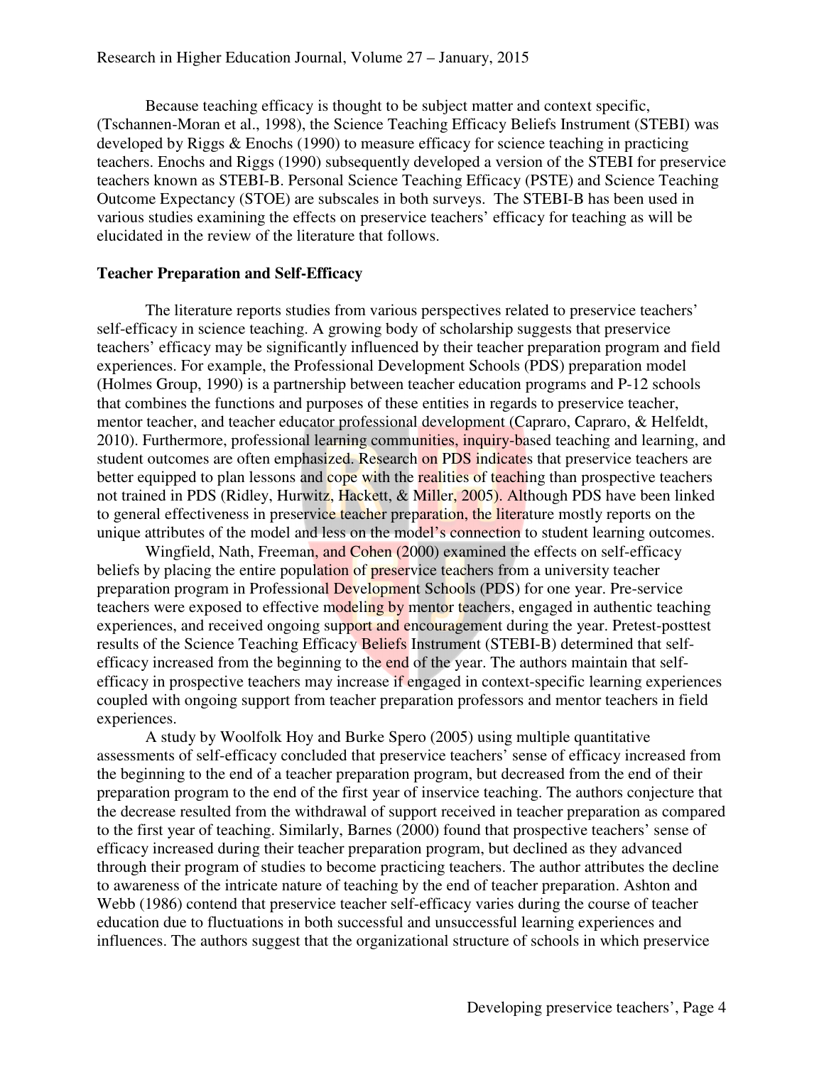Because teaching efficacy is thought to be subject matter and context specific, (Tschannen-Moran et al., 1998), the Science Teaching Efficacy Beliefs Instrument (STEBI) was developed by Riggs & Enochs (1990) to measure efficacy for science teaching in practicing teachers. Enochs and Riggs (1990) subsequently developed a version of the STEBI for preservice teachers known as STEBI-B. Personal Science Teaching Efficacy (PSTE) and Science Teaching Outcome Expectancy (STOE) are subscales in both surveys. The STEBI-B has been used in various studies examining the effects on preservice teachers' efficacy for teaching as will be elucidated in the review of the literature that follows.

## Teacher Preparation and Self-Efficacy

The literature reports studies from various perspectives related to preservice teachers' self-efficacy in science teaching. A growing body of scholarship suggests that preservice teachers' efficacy may be significantly influenced by their teacher preparation program and field experiences. For example, the Professional Development Schools (PDS) preparation model (Holmes Group, 1990) is a partnership between teacher education programs and P-12 schools that combines the functions and purposes of these entities in regards to preservice teacher, mentor teacher, and teacher educator professional development (Capraro, Capraro, & Helfeldt, 2010). Furthermore, professional learning communities, inquiry-based teaching and learning, and student outcomes are often emphasized. Research on PDS indicates that preservice teachers are better equipped to plan lessons and cope with the realities of teaching than prospective teachers not trained in PDS (Ridley, Hurwitz, Hackett, & Miller, 2005). Although PDS have been linked to general effectiveness in preservice teacher preparation, the literature mostly reports on the unique attributes of the model and less on the model's connection to student learning outcomes.

Wingfield, Nath, Freeman, and Cohen (2000) examined the effects on self-efficacy beliefs by placing the entire population of preservice teachers from a university teacher preparation program in Professional Development Schools (PDS) for one year. Pre-service teachers were exposed to effective modeling by mentor teachers, engaged in authentic teaching experiences, and received ongoing support and encouragement during the year. Pretest-posttest results of the Science Teaching Efficacy Beliefs Instrument (STEBI-B) determined that self-efficacy increased from the beginning to the end of the year. The authors maintain that self-efficacy in prospective teachers may increase if engaged in context-specific learning experiences coupled with ongoing support from teacher preparation professors and mentor teachers in field experiences.

A study by Woolfolk Hoy and Burke Spero (2005) using multiple quantitative assessments of self-efficacy concluded that preservice teachers' sense of efficacy increased from the beginning to the end of a teacher preparation program, but decreased from the end of their preparation program to the end of the first year of inservice teaching. The authors conjecture that the decrease resulted from the withdrawal of support received in teacher preparation as compared to the first year of teaching. Similarly, Barnes (2000) found that prospective teachers' sense of efficacy increased during their teacher preparation program, but declined as they advanced through their program of studies to become practicing teachers. The author attributes the decline to awareness of the intricate nature of teaching by the end of teacher preparation. Ashton and Webb (1986) contend that preservice teacher self-efficacy varies during the course of teacher education due to fluctuations in both successful and unsuccessful learning experiences and influences. The authors suggest that the organizational structure of schools in which preservice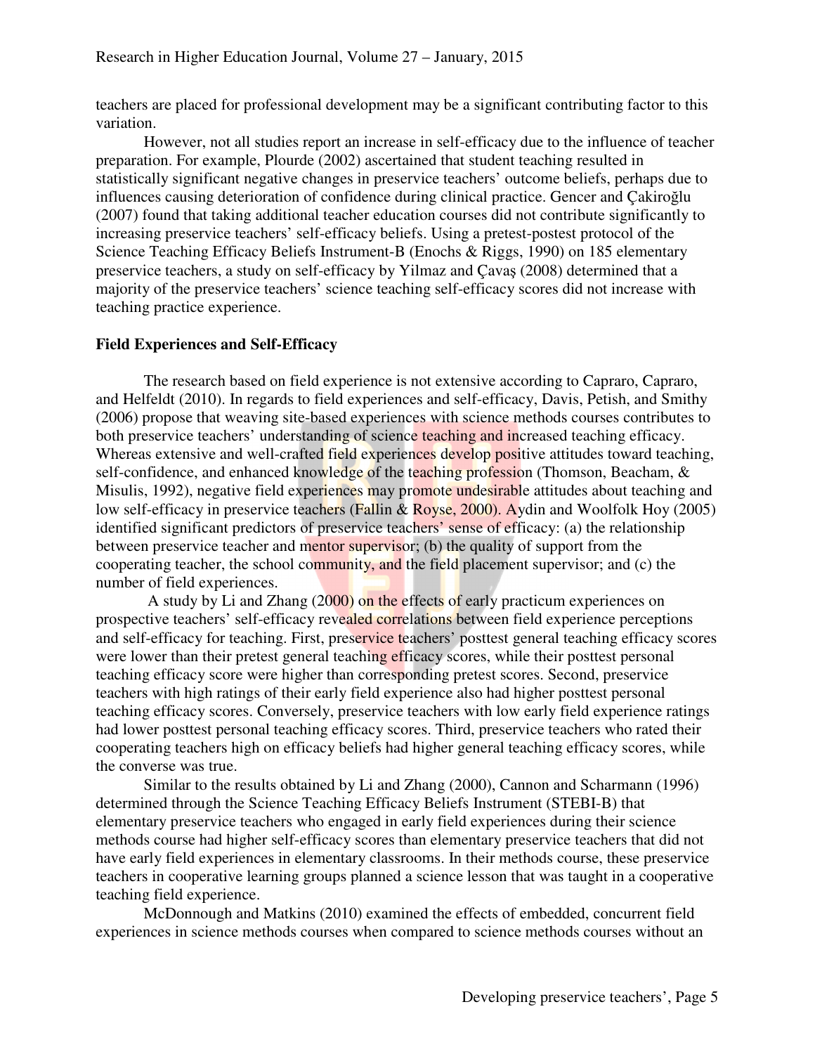teachers are placed for professional development may be a significant contributing factor to this variation.

However, not all studies report an increase in self-efficacy due to the influence of teacher preparation. For example, Plourde (2002) ascertained that student teaching resulted in statistically significant negative changes in preservice teachers' outcome beliefs, perhaps due to influences causing deterioration of confidence during clinical practice. Gencer and Çakiroğlu (2007) found that taking additional teacher education courses did not contribute significantly to increasing preservice teachers' self-efficacy beliefs. Using a pretest-postest protocol of the Science Teaching Efficacy Beliefs Instrument-B (Enochs & Riggs, 1990) on 185 elementary preservice teachers, a study on self-efficacy by Yilmaz and Çavaş (2008) determined that a majority of the preservice teachers' science teaching self-efficacy scores did not increase with teaching practice experience.

**Field Experiences and Self-Efficacy**

The research based on field experience is not extensive according to Capraro, Capraro, and Helfeldt (2010). In regards to field experiences and self-efficacy, Davis, Petish, and Smithy (2006) propose that weaving site-based experiences with science methods courses contributes to both preservice teachers' understanding of science teaching and increased teaching efficacy. Whereas extensive and well-crafted field experiences develop positive attitudes toward teaching, self-confidence, and enhanced knowledge of the teaching profession (Thomson, Beacham, & Misulis, 1992), negative field experiences may promote undesirable attitudes about teaching and low self-efficacy in preservice teachers (Fallin & Royse, 2000). Aydin and Woolfolk Hoy (2005) identified significant predictors of preservice teachers' sense of efficacy: (a) the relationship between preservice teacher and mentor supervisor; (b) the quality of support from the cooperating teacher, the school community, and the field placement supervisor; and (c) the number of field experiences.

A study by Li and Zhang (2000) on the effects of early practicum experiences on prospective teachers' self-efficacy revealed correlations between field experience perceptions and self-efficacy for teaching. First, preservice teachers' posttest general teaching efficacy scores were lower than their pretest general teaching efficacy scores, while their posttest personal teaching efficacy score were higher than corresponding pretest scores. Second, preservice teachers with high ratings of their early field experience also had higher posttest personal teaching efficacy scores. Conversely, preservice teachers with low early field experience ratings had lower posttest personal teaching efficacy scores. Third, preservice teachers who rated their cooperating teachers high on efficacy beliefs had higher general teaching efficacy scores, while the converse was true.

Similar to the results obtained by Li and Zhang (2000), Cannon and Scharmann (1996) determined through the Science Teaching Efficacy Beliefs Instrument (STEBI-B) that elementary preservice teachers who engaged in early field experiences during their science methods course had higher self-efficacy scores than elementary preservice teachers that did not have early field experiences in elementary classrooms. In their methods course, these preservice teachers in cooperative learning groups planned a science lesson that was taught in a cooperative teaching field experience.

McDonnough and Matkins (2010) examined the effects of embedded, concurrent field experiences in science methods courses when compared to science methods courses without an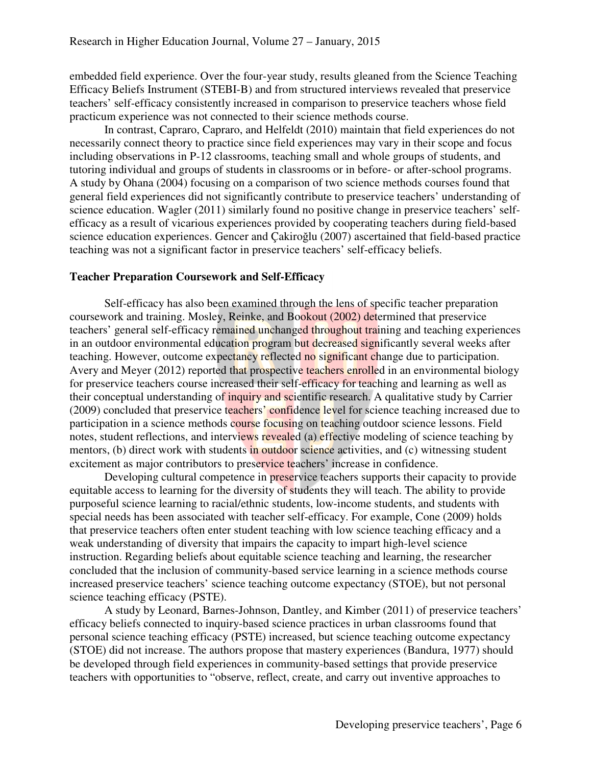embedded field experience. Over the four-year study, results gleaned from the Science Teaching Efficacy Beliefs Instrument (STEBI-B) and from structured interviews revealed that preservice teachers' self-efficacy consistently increased in comparison to preservice teachers whose field practicum experience was not connected to their science methods course.

In contrast, Capraro, Capraro, and Helfeldt (2010) maintain that field experiences do not necessarily connect theory to practice since field experiences may vary in their scope and focus including observations in P-12 classrooms, teaching small and whole groups of students, and tutoring individual and groups of students in classrooms or in before- or after-school programs. A study by Ohana (2004) focusing on a comparison of two science methods courses found that general field experiences did not significantly contribute to preservice teachers' understanding of science education. Wagler (2011) similarly found no positive change in preservice teachers' self-efficacy as a result of vicarious experiences provided by cooperating teachers during field-based science education experiences. Gencer and Çakiroğlu (2007) ascertained that field-based practice teaching was not a significant factor in preservice teachers' self-efficacy beliefs.

### Teacher Preparation Coursework and Self-Efficacy

Self-efficacy has also been examined through the lens of specific teacher preparation coursework and training. Mosley, Reinke, and Bookout (2002) determined that preservice teachers' general self-efficacy remained unchanged throughout training and teaching experiences in an outdoor environmental education program but decreased significantly several weeks after teaching. However, outcome expectancy reflected no significant change due to participation. Avery and Meyer (2012) reported that prospective teachers enrolled in an environmental biology for preservice teachers course increased their self-efficacy for teaching and learning as well as their conceptual understanding of inquiry and scientific research. A qualitative study by Carrier (2009) concluded that preservice teachers' confidence level for science teaching increased due to participation in a science methods course focusing on teaching outdoor science lessons. Field notes, student reflections, and interviews revealed (a) effective modeling of science teaching by mentors, (b) direct work with students in outdoor science activities, and (c) witnessing student excitement as major contributors to preservice teachers' increase in confidence.

Developing cultural competence in preservice teachers supports their capacity to provide equitable access to learning for the diversity of students they will teach. The ability to provide purposeful science learning to racial/ethnic students, low-income students, and students with special needs has been associated with teacher self-efficacy. For example, Cone (2009) holds that preservice teachers often enter student teaching with low science teaching efficacy and a weak understanding of diversity that impairs the capacity to impart high-level science instruction. Regarding beliefs about equitable science teaching and learning, the researcher concluded that the inclusion of community-based service learning in a science methods course increased preservice teachers' science teaching outcome expectancy (STOE), but not personal science teaching efficacy (PSTE).

A study by Leonard, Barnes-Johnson, Dantley, and Kimber (2011) of preservice teachers' efficacy beliefs connected to inquiry-based science practices in urban classrooms found that personal science teaching efficacy (PSTE) increased, but science teaching outcome expectancy (STOE) did not increase. The authors propose that mastery experiences (Bandura, 1977) should be developed through field experiences in community-based settings that provide preservice teachers with opportunities to "observe, reflect, create, and carry out inventive approaches to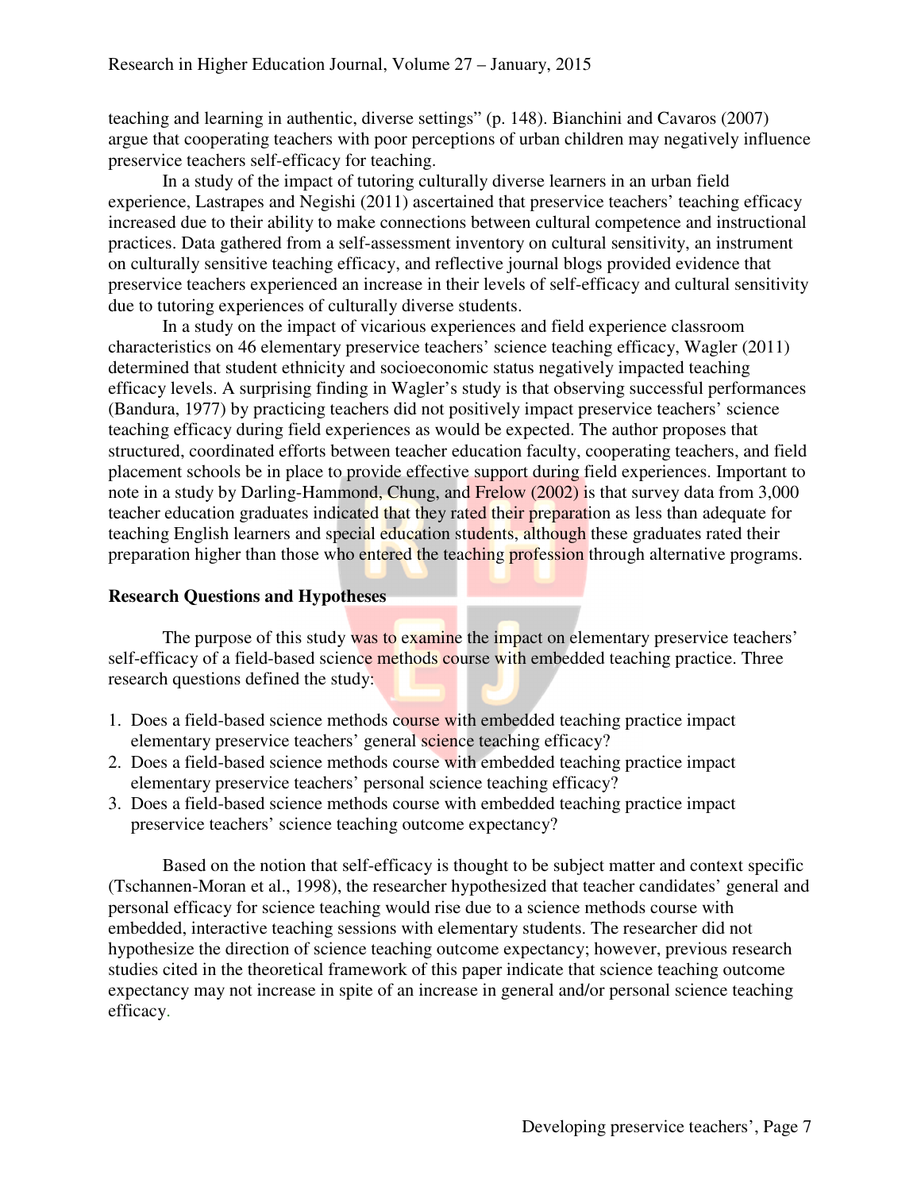teaching and learning in authentic, diverse settings" (p. 148). Bianchini and Cavaros (2007) argue that cooperating teachers with poor perceptions of urban children may negatively influence preservice teachers self-efficacy for teaching.

In a study of the impact of tutoring culturally diverse learners in an urban field experience, Lastrapes and Negishi (2011) ascertained that preservice teachers' teaching efficacy increased due to their ability to make connections between cultural competence and instructional practices. Data gathered from a self-assessment inventory on cultural sensitivity, an instrument on culturally sensitive teaching efficacy, and reflective journal blogs provided evidence that preservice teachers experienced an increase in their levels of self-efficacy and cultural sensitivity due to tutoring experiences of culturally diverse students.

In a study on the impact of vicarious experiences and field experience classroom characteristics on 46 elementary preservice teachers' science teaching efficacy, Wagler (2011) determined that student ethnicity and socioeconomic status negatively impacted teaching efficacy levels. A surprising finding in Wagler's study is that observing successful performances (Bandura, 1977) by practicing teachers did not positively impact preservice teachers' science teaching efficacy during field experiences as would be expected. The author proposes that structured, coordinated efforts between teacher education faculty, cooperating teachers, and field placement schools be in place to provide effective support during field experiences. Important to note in a study by Darling-Hammond, Chung, and Frelow (2002) is that survey data from 3,000 teacher education graduates indicated that they rated their preparation as less than adequate for teaching English learners and special education students, although these graduates rated their preparation higher than those who entered the teaching profession through alternative programs.

**Research Questions and Hypotheses**

The purpose of this study was to examine the impact on elementary preservice teachers' self-efficacy of a field-based science methods course with embedded teaching practice. Three research questions defined the study:

1. Does a field-based science methods course with embedded teaching practice impact elementary preservice teachers' general science teaching efficacy?
2. Does a field-based science methods course with embedded teaching practice impact elementary preservice teachers' personal science teaching efficacy?
3. Does a field-based science methods course with embedded teaching practice impact preservice teachers' science teaching outcome expectancy?

Based on the notion that self-efficacy is thought to be subject matter and context specific (Tschannen-Moran et al., 1998), the researcher hypothesized that teacher candidates' general and personal efficacy for science teaching would rise due to a science methods course with embedded, interactive teaching sessions with elementary students. The researcher did not hypothesize the direction of science teaching outcome expectancy; however, previous research studies cited in the theoretical framework of this paper indicate that science teaching outcome expectancy may not increase in spite of an increase in general and/or personal science teaching efficacy.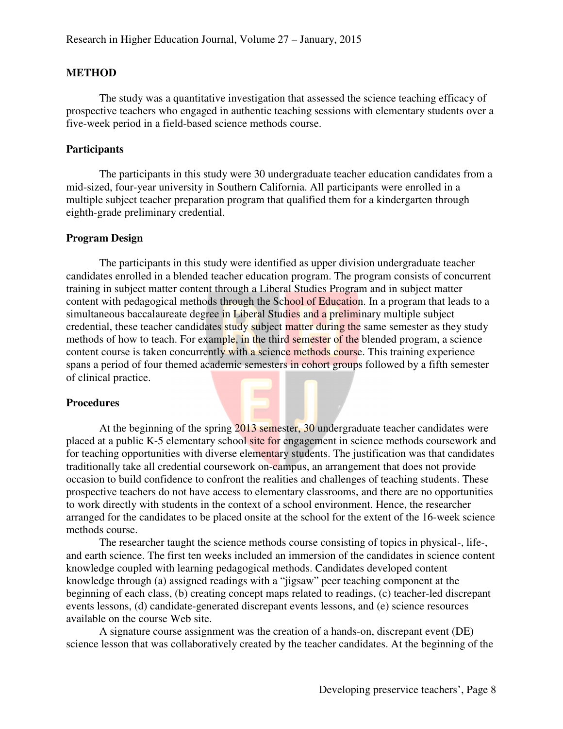## METHOD

The study was a quantitative investigation that assessed the science teaching efficacy of prospective teachers who engaged in authentic teaching sessions with elementary students over a five-week period in a field-based science methods course.

### Participants

The participants in this study were 30 undergraduate teacher education candidates from a mid-sized, four-year university in Southern California. All participants were enrolled in a multiple subject teacher preparation program that qualified them for a kindergarten through eighth-grade preliminary credential.

### Program Design

The participants in this study were identified as upper division undergraduate teacher candidates enrolled in a blended teacher education program. The program consists of concurrent training in subject matter content through a Liberal Studies Program and in subject matter content with pedagogical methods through the School of Education. In a program that leads to a simultaneous baccalaureate degree in Liberal Studies and a preliminary multiple subject credential, these teacher candidates study subject matter during the same semester as they study methods of how to teach. For example, in the third semester of the blended program, a science content course is taken concurrently with a science methods course. This training experience spans a period of four themed academic semesters in cohort groups followed by a fifth semester of clinical practice.

### Procedures

At the beginning of the spring 2013 semester, 30 undergraduate teacher candidates were placed at a public K-5 elementary school site for engagement in science methods coursework and for teaching opportunities with diverse elementary students. The justification was that candidates traditionally take all credential coursework on-campus, an arrangement that does not provide occasion to build confidence to confront the realities and challenges of teaching students. These prospective teachers do not have access to elementary classrooms, and there are no opportunities to work directly with students in the context of a school environment. Hence, the researcher arranged for the candidates to be placed onsite at the school for the extent of the 16-week science methods course.

The researcher taught the science methods course consisting of topics in physical-, life-, and earth science. The first ten weeks included an immersion of the candidates in science content knowledge coupled with learning pedagogical methods. Candidates developed content knowledge through (a) assigned readings with a "jigsaw" peer teaching component at the beginning of each class, (b) creating concept maps related to readings, (c) teacher-led discrepant events lessons, (d) candidate-generated discrepant events lessons, and (e) science resources available on the course Web site.

A signature course assignment was the creation of a hands-on, discrepant event (DE) science lesson that was collaboratively created by the teacher candidates. At the beginning of the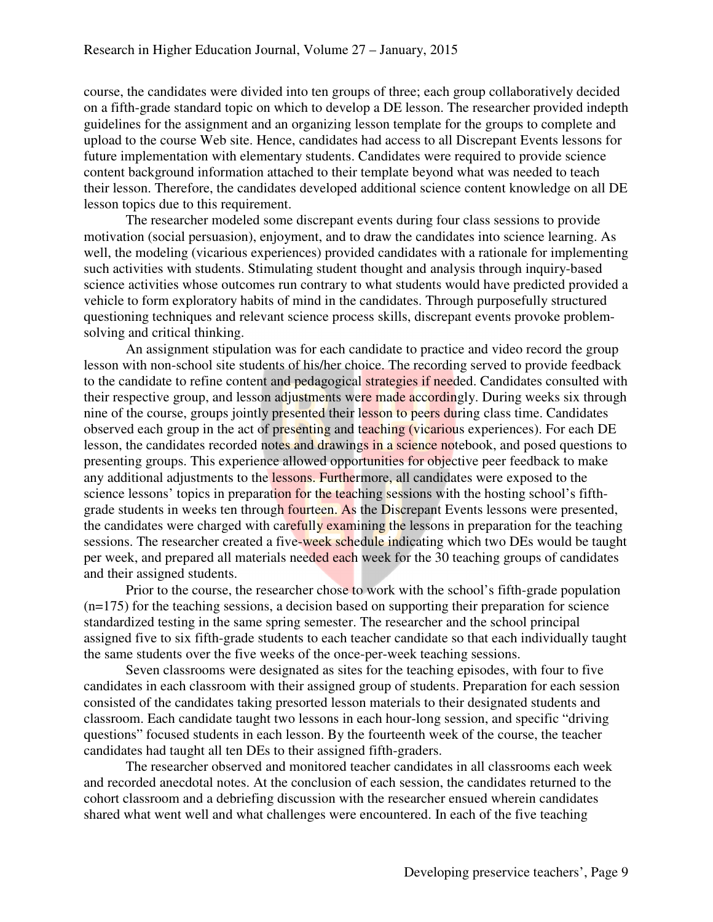course, the candidates were divided into ten groups of three; each group collaboratively decided on a fifth-grade standard topic on which to develop a DE lesson. The researcher provided indepth guidelines for the assignment and an organizing lesson template for the groups to complete and upload to the course Web site. Hence, candidates had access to all Discrepant Events lessons for future implementation with elementary students. Candidates were required to provide science content background information attached to their template beyond what was needed to teach their lesson. Therefore, the candidates developed additional science content knowledge on all DE lesson topics due to this requirement.

The researcher modeled some discrepant events during four class sessions to provide motivation (social persuasion), enjoyment, and to draw the candidates into science learning. As well, the modeling (vicarious experiences) provided candidates with a rationale for implementing such activities with students. Stimulating student thought and analysis through inquiry-based science activities whose outcomes run contrary to what students would have predicted provided a vehicle to form exploratory habits of mind in the candidates. Through purposefully structured questioning techniques and relevant science process skills, discrepant events provoke problem-solving and critical thinking.

An assignment stipulation was for each candidate to practice and video record the group lesson with non-school site students of his/her choice. The recording served to provide feedback to the candidate to refine content and pedagogical strategies if needed. Candidates consulted with their respective group, and lesson adjustments were made accordingly. During weeks six through nine of the course, groups jointly presented their lesson to peers during class time. Candidates observed each group in the act of presenting and teaching (vicarious experiences). For each DE lesson, the candidates recorded notes and drawings in a science notebook, and posed questions to presenting groups. This experience allowed opportunities for objective peer feedback to make any additional adjustments to the lessons. Furthermore, all candidates were exposed to the science lessons' topics in preparation for the teaching sessions with the hosting school's fifth-grade students in weeks ten through fourteen. As the Discrepant Events lessons were presented, the candidates were charged with carefully examining the lessons in preparation for the teaching sessions. The researcher created a five-week schedule indicating which two DEs would be taught per week, and prepared all materials needed each week for the 30 teaching groups of candidates and their assigned students.

Prior to the course, the researcher chose to work with the school's fifth-grade population (n=175) for the teaching sessions, a decision based on supporting their preparation for science standardized testing in the same spring semester. The researcher and the school principal assigned five to six fifth-grade students to each teacher candidate so that each individually taught the same students over the five weeks of the once-per-week teaching sessions.

Seven classrooms were designated as sites for the teaching episodes, with four to five candidates in each classroom with their assigned group of students. Preparation for each session consisted of the candidates taking presorted lesson materials to their designated students and classroom. Each candidate taught two lessons in each hour-long session, and specific "driving questions" focused students in each lesson. By the fourteenth week of the course, the teacher candidates had taught all ten DEs to their assigned fifth-graders.

The researcher observed and monitored teacher candidates in all classrooms each week and recorded anecdotal notes. At the conclusion of each session, the candidates returned to the cohort classroom and a debriefing discussion with the researcher ensued wherein candidates shared what went well and what challenges were encountered. In each of the five teaching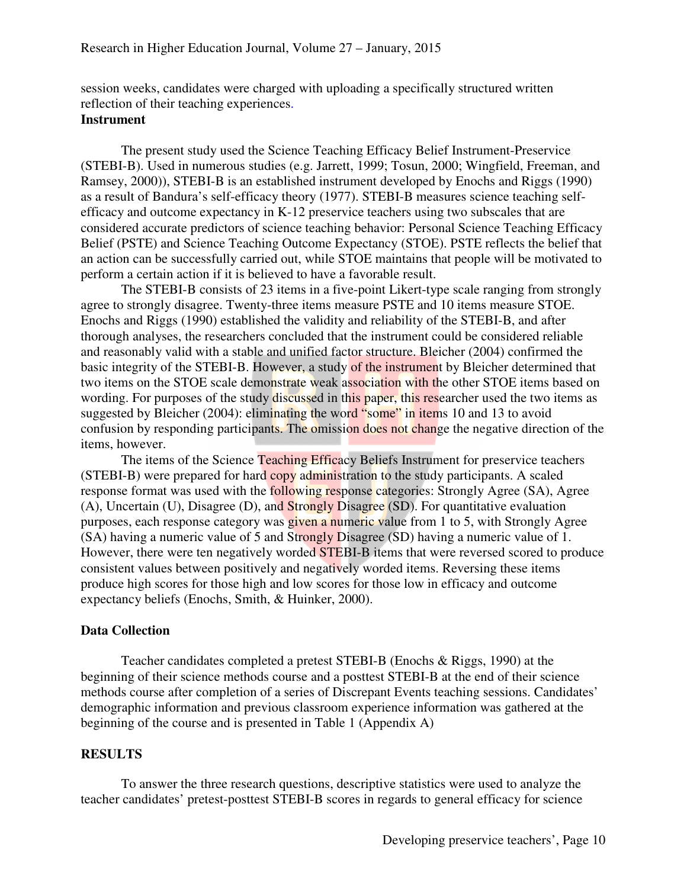session weeks, candidates were charged with uploading a specifically structured written reflection of their teaching experiences.

**Instrument**

The present study used the Science Teaching Efficacy Belief Instrument-Preservice (STEBI-B). Used in numerous studies (e.g. Jarrett, 1999; Tosun, 2000; Wingfield, Freeman, and Ramsey, 2000)), STEBI-B is an established instrument developed by Enochs and Riggs (1990) as a result of Bandura's self-efficacy theory (1977). STEBI-B measures science teaching self-efficacy and outcome expectancy in K-12 preservice teachers using two subscales that are considered accurate predictors of science teaching behavior: Personal Science Teaching Efficacy Belief (PSTE) and Science Teaching Outcome Expectancy (STOE). PSTE reflects the belief that an action can be successfully carried out, while STOE maintains that people will be motivated to perform a certain action if it is believed to have a favorable result.

The STEBI-B consists of 23 items in a five-point Likert-type scale ranging from strongly agree to strongly disagree. Twenty-three items measure PSTE and 10 items measure STOE. Enochs and Riggs (1990) established the validity and reliability of the STEBI-B, and after thorough analyses, the researchers concluded that the instrument could be considered reliable and reasonably valid with a stable and unified factor structure. Bleicher (2004) confirmed the basic integrity of the STEBI-B. However, a study of the instrument by Bleicher determined that two items on the STOE scale demonstrate weak association with the other STOE items based on wording. For purposes of the study discussed in this paper, this researcher used the two items as suggested by Bleicher (2004): eliminating the word "some" in items 10 and 13 to avoid confusion by responding participants. The omission does not change the negative direction of the items, however.

The items of the Science Teaching Efficacy Beliefs Instrument for preservice teachers (STEBI-B) were prepared for hard copy administration to the study participants. A scaled response format was used with the following response categories: Strongly Agree (SA), Agree (A), Uncertain (U), Disagree (D), and Strongly Disagree (SD). For quantitative evaluation purposes, each response category was given a numeric value from 1 to 5, with Strongly Agree (SA) having a numeric value of 5 and Strongly Disagree (SD) having a numeric value of 1. However, there were ten negatively worded STEBI-B items that were reversed scored to produce consistent values between positively and negatively worded items. Reversing these items produce high scores for those high and low scores for those low in efficacy and outcome expectancy beliefs (Enochs, Smith, & Huinker, 2000).

**Data Collection**

Teacher candidates completed a pretest STEBI-B (Enochs & Riggs, 1990) at the beginning of their science methods course and a posttest STEBI-B at the end of their science methods course after completion of a series of Discrepant Events teaching sessions. Candidates' demographic information and previous classroom experience information was gathered at the beginning of the course and is presented in Table 1 (Appendix A)

**RESULTS**

To answer the three research questions, descriptive statistics were used to analyze the teacher candidates' pretest-posttest STEBI-B scores in regards to general efficacy for science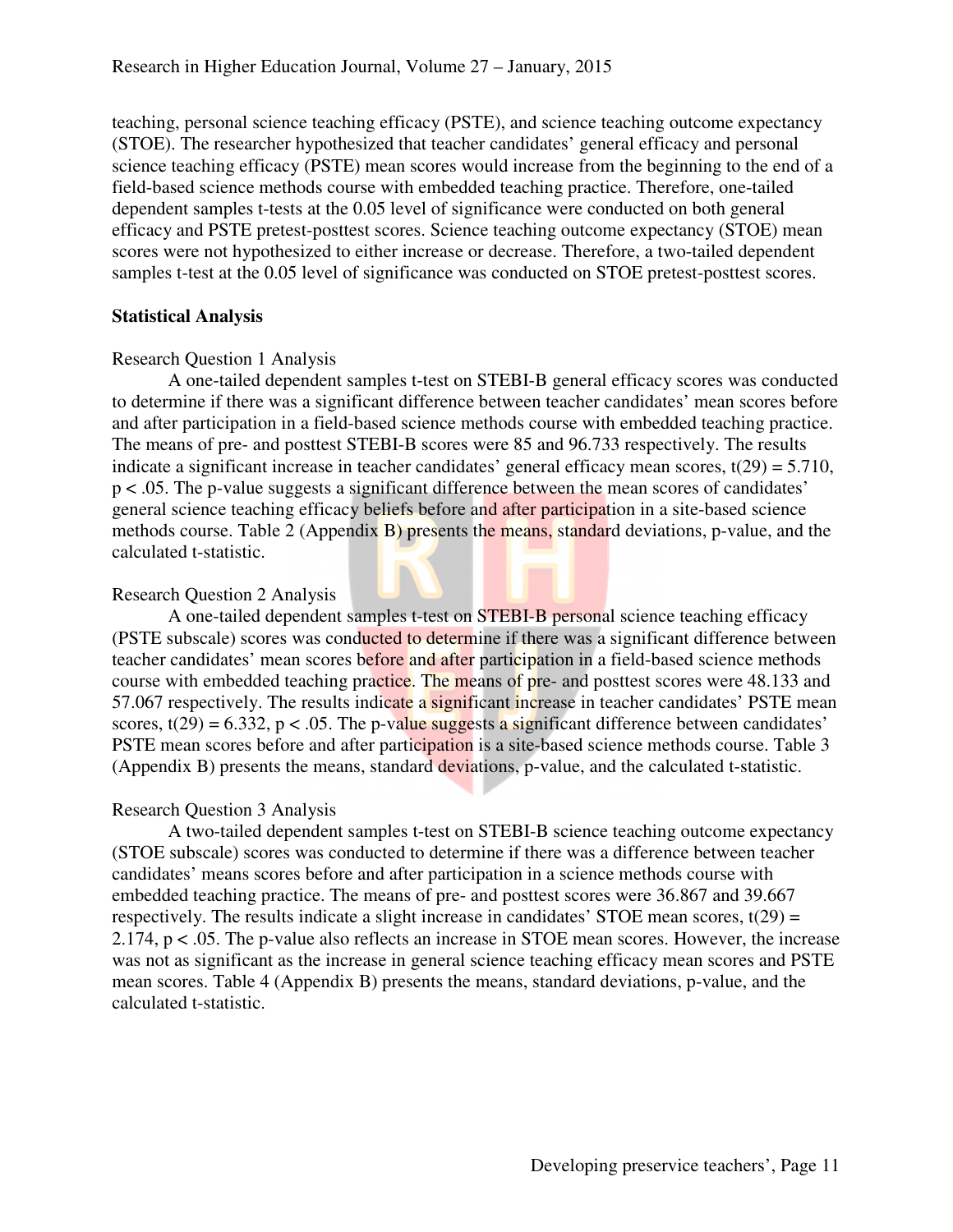teaching, personal science teaching efficacy (PSTE), and science teaching outcome expectancy (STOE). The researcher hypothesized that teacher candidates' general efficacy and personal science teaching efficacy (PSTE) mean scores would increase from the beginning to the end of a field-based science methods course with embedded teaching practice. Therefore, one-tailed dependent samples t-tests at the 0.05 level of significance were conducted on both general efficacy and PSTE pretest-posttest scores. Science teaching outcome expectancy (STOE) mean scores were not hypothesized to either increase or decrease. Therefore, a two-tailed dependent samples t-test at the 0.05 level of significance was conducted on STOE pretest-posttest scores.

## Statistical Analysis

### Research Question 1 Analysis

A one-tailed dependent samples t-test on STEBI-B general efficacy scores was conducted to determine if there was a significant difference between teacher candidates' mean scores before and after participation in a field-based science methods course with embedded teaching practice. The means of pre- and posttest STEBI-B scores were 85 and 96.733 respectively. The results indicate a significant increase in teacher candidates' general efficacy mean scores, $t(29) = 5.710$, $p < .05$. The p-value suggests a significant difference between the mean scores of candidates' general science teaching efficacy beliefs before and after participation in a site-based science methods course. Table 2 (Appendix B) presents the means, standard deviations, p-value, and the calculated t-statistic.

### Research Question 2 Analysis

A one-tailed dependent samples t-test on STEBI-B personal science teaching efficacy (PSTE subscale) scores was conducted to determine if there was a significant difference between teacher candidates' mean scores before and after participation in a field-based science methods course with embedded teaching practice. The means of pre- and posttest scores were 48.133 and 57.067 respectively. The results indicate a significant increase in teacher candidates' PSTE mean scores, $t(29) = 6.332$, $p < .05$. The p-value suggests a significant difference between candidates' PSTE mean scores before and after participation is a site-based science methods course. Table 3 (Appendix B) presents the means, standard deviations, p-value, and the calculated t-statistic.

### Research Question 3 Analysis

A two-tailed dependent samples t-test on STEBI-B science teaching outcome expectancy (STOE subscale) scores was conducted to determine if there was a difference between teacher candidates' means scores before and after participation in a science methods course with embedded teaching practice. The means of pre- and posttest scores were 36.867 and 39.667 respectively. The results indicate a slight increase in candidates' STOE mean scores, $t(29) = 2.174$, $p < .05$. The p-value also reflects an increase in STOE mean scores. However, the increase was not as significant as the increase in general science teaching efficacy mean scores and PSTE mean scores. Table 4 (Appendix B) presents the means, standard deviations, p-value, and the calculated t-statistic.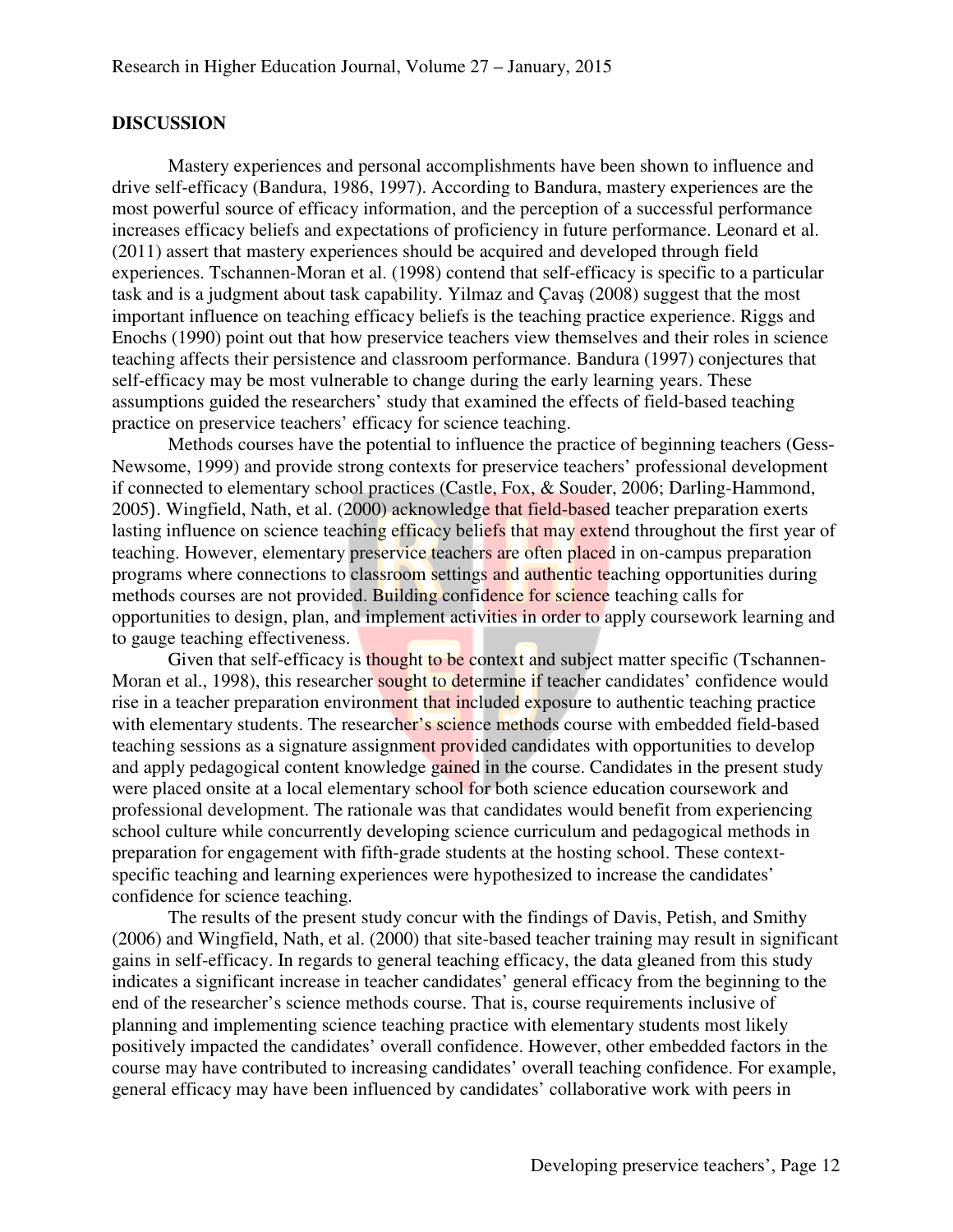## DISCUSSION

Mastery experiences and personal accomplishments have been shown to influence and drive self-efficacy (Bandura, 1986, 1997). According to Bandura, mastery experiences are the most powerful source of efficacy information, and the perception of a successful performance increases efficacy beliefs and expectations of proficiency in future performance. Leonard et al. (2011) assert that mastery experiences should be acquired and developed through field experiences. Tschannen-Moran et al. (1998) contend that self-efficacy is specific to a particular task and is a judgment about task capability. Yilmaz and Çavaş (2008) suggest that the most important influence on teaching efficacy beliefs is the teaching practice experience. Riggs and Enochs (1990) point out that how preservice teachers view themselves and their roles in science teaching affects their persistence and classroom performance. Bandura (1997) conjectures that self-efficacy may be most vulnerable to change during the early learning years. These assumptions guided the researchers' study that examined the effects of field-based teaching practice on preservice teachers' efficacy for science teaching.

Methods courses have the potential to influence the practice of beginning teachers (Gess-Newsome, 1999) and provide strong contexts for preservice teachers' professional development if connected to elementary school practices (Castle, Fox, & Souder, 2006; Darling-Hammond, 2005). Wingfield, Nath, et al. (2000) acknowledge that field-based teacher preparation exerts lasting influence on science teaching efficacy beliefs that may extend throughout the first year of teaching. However, elementary preservice teachers are often placed in on-campus preparation programs where connections to classroom settings and authentic teaching opportunities during methods courses are not provided. Building confidence for science teaching calls for opportunities to design, plan, and implement activities in order to apply coursework learning and to gauge teaching effectiveness.

Given that self-efficacy is thought to be context and subject matter specific (Tschannen-Moran et al., 1998), this researcher sought to determine if teacher candidates' confidence would rise in a teacher preparation environment that included exposure to authentic teaching practice with elementary students. The researcher's science methods course with embedded field-based teaching sessions as a signature assignment provided candidates with opportunities to develop and apply pedagogical content knowledge gained in the course. Candidates in the present study were placed onsite at a local elementary school for both science education coursework and professional development. The rationale was that candidates would benefit from experiencing school culture while concurrently developing science curriculum and pedagogical methods in preparation for engagement with fifth-grade students at the hosting school. These context-specific teaching and learning experiences were hypothesized to increase the candidates' confidence for science teaching.

The results of the present study concur with the findings of Davis, Petish, and Smithy (2006) and Wingfield, Nath, et al. (2000) that site-based teacher training may result in significant gains in self-efficacy. In regards to general teaching efficacy, the data gleaned from this study indicates a significant increase in teacher candidates' general efficacy from the beginning to the end of the researcher's science methods course. That is, course requirements inclusive of planning and implementing science teaching practice with elementary students most likely positively impacted the candidates' overall confidence. However, other embedded factors in the course may have contributed to increasing candidates' overall teaching confidence. For example, general efficacy may have been influenced by candidates' collaborative work with peers in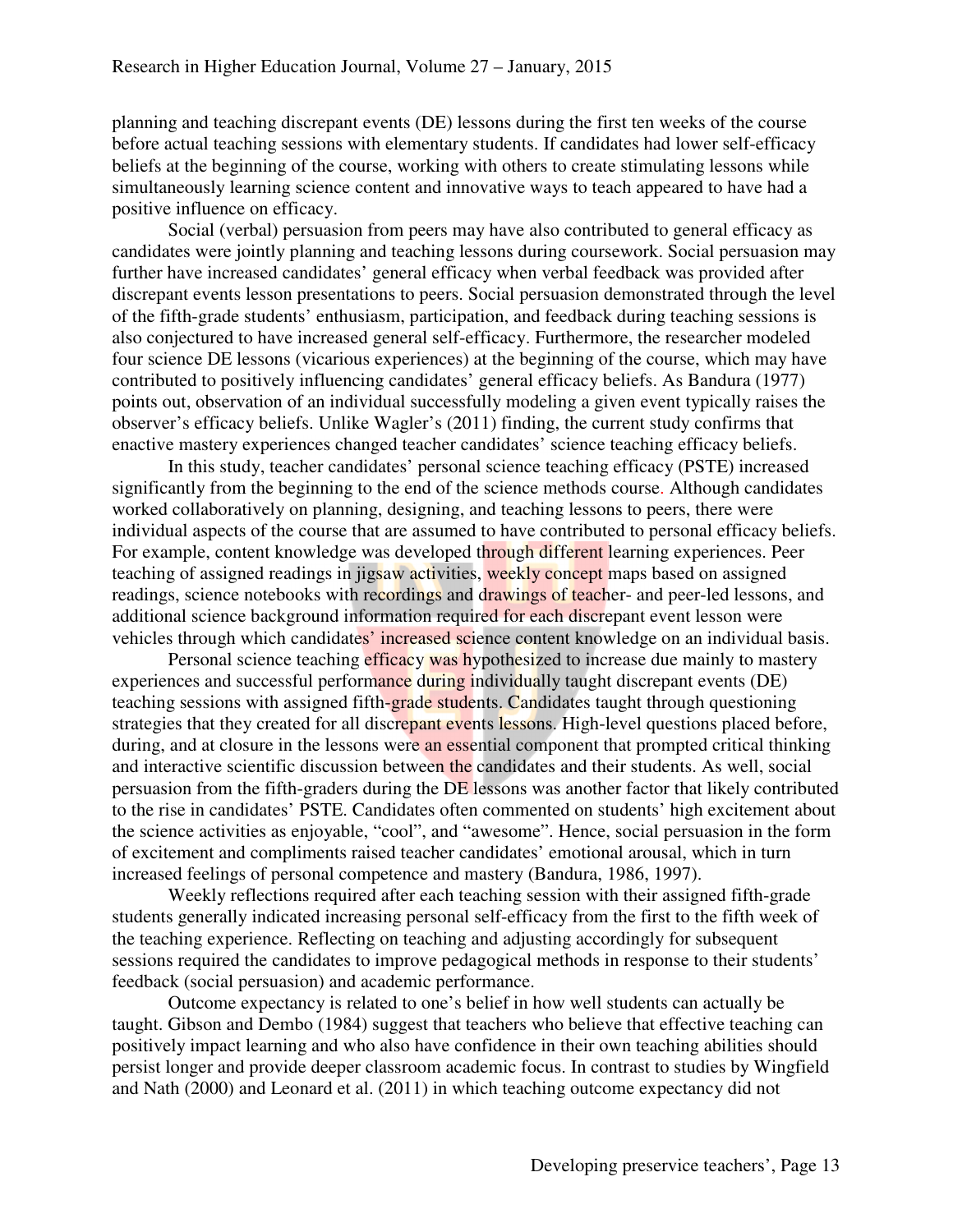planning and teaching discrepant events (DE) lessons during the first ten weeks of the course before actual teaching sessions with elementary students. If candidates had lower self-efficacy beliefs at the beginning of the course, working with others to create stimulating lessons while simultaneously learning science content and innovative ways to teach appeared to have had a positive influence on efficacy.

Social (verbal) persuasion from peers may have also contributed to general efficacy as candidates were jointly planning and teaching lessons during coursework. Social persuasion may further have increased candidates' general efficacy when verbal feedback was provided after discrepant events lesson presentations to peers. Social persuasion demonstrated through the level of the fifth-grade students' enthusiasm, participation, and feedback during teaching sessions is also conjectured to have increased general self-efficacy. Furthermore, the researcher modeled four science DE lessons (vicarious experiences) at the beginning of the course, which may have contributed to positively influencing candidates' general efficacy beliefs. As Bandura (1977) points out, observation of an individual successfully modeling a given event typically raises the observer's efficacy beliefs. Unlike Wagler's (2011) finding, the current study confirms that enactive mastery experiences changed teacher candidates' science teaching efficacy beliefs.

In this study, teacher candidates' personal science teaching efficacy (PSTE) increased significantly from the beginning to the end of the science methods course. Although candidates worked collaboratively on planning, designing, and teaching lessons to peers, there were individual aspects of the course that are assumed to have contributed to personal efficacy beliefs. For example, content knowledge was developed through different learning experiences. Peer teaching of assigned readings in jigsaw activities, weekly concept maps based on assigned readings, science notebooks with recordings and drawings of teacher- and peer-led lessons, and additional science background information required for each discrepant event lesson were vehicles through which candidates' increased science content knowledge on an individual basis.

Personal science teaching efficacy was hypothesized to increase due mainly to mastery experiences and successful performance during individually taught discrepant events (DE) teaching sessions with assigned fifth-grade students. Candidates taught through questioning strategies that they created for all discrepant events lessons. High-level questions placed before, during, and at closure in the lessons were an essential component that prompted critical thinking and interactive scientific discussion between the candidates and their students. As well, social persuasion from the fifth-graders during the DE lessons was another factor that likely contributed to the rise in candidates' PSTE. Candidates often commented on students' high excitement about the science activities as enjoyable, "cool", and "awesome". Hence, social persuasion in the form of excitement and compliments raised teacher candidates' emotional arousal, which in turn increased feelings of personal competence and mastery (Bandura, 1986, 1997).

Weekly reflections required after each teaching session with their assigned fifth-grade students generally indicated increasing personal self-efficacy from the first to the fifth week of the teaching experience. Reflecting on teaching and adjusting accordingly for subsequent sessions required the candidates to improve pedagogical methods in response to their students' feedback (social persuasion) and academic performance.

Outcome expectancy is related to one's belief in how well students can actually be taught. Gibson and Dembo (1984) suggest that teachers who believe that effective teaching can positively impact learning and who also have confidence in their own teaching abilities should persist longer and provide deeper classroom academic focus. In contrast to studies by Wingfield and Nath (2000) and Leonard et al. (2011) in which teaching outcome expectancy did not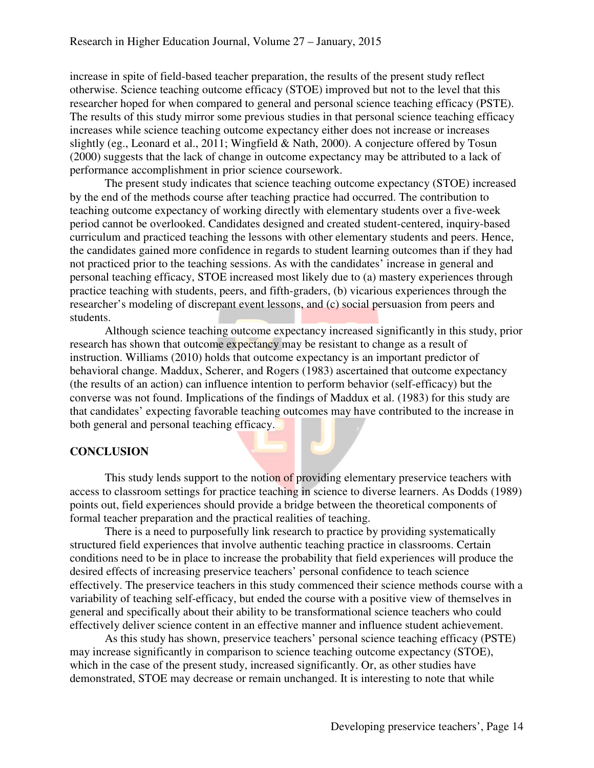increase in spite of field-based teacher preparation, the results of the present study reflect otherwise. Science teaching outcome efficacy (STOE) improved but not to the level that this researcher hoped for when compared to general and personal science teaching efficacy (PSTE). The results of this study mirror some previous studies in that personal science teaching efficacy increases while science teaching outcome expectancy either does not increase or increases slightly (eg., Leonard et al., 2011; Wingfield & Nath, 2000). A conjecture offered by Tosun (2000) suggests that the lack of change in outcome expectancy may be attributed to a lack of performance accomplishment in prior science coursework.

The present study indicates that science teaching outcome expectancy (STOE) increased by the end of the methods course after teaching practice had occurred. The contribution to teaching outcome expectancy of working directly with elementary students over a five-week period cannot be overlooked. Candidates designed and created student-centered, inquiry-based curriculum and practiced teaching the lessons with other elementary students and peers. Hence, the candidates gained more confidence in regards to student learning outcomes than if they had not practiced prior to the teaching sessions. As with the candidates' increase in general and personal teaching efficacy, STOE increased most likely due to (a) mastery experiences through practice teaching with students, peers, and fifth-graders, (b) vicarious experiences through the researcher's modeling of discrepant event lessons, and (c) social persuasion from peers and students.

Although science teaching outcome expectancy increased significantly in this study, prior research has shown that outcome expectancy may be resistant to change as a result of instruction. Williams (2010) holds that outcome expectancy is an important predictor of behavioral change. Maddux, Scherer, and Rogers (1983) ascertained that outcome expectancy (the results of an action) can influence intention to perform behavior (self-efficacy) but the converse was not found. Implications of the findings of Maddux et al. (1983) for this study are that candidates' expecting favorable teaching outcomes may have contributed to the increase in both general and personal teaching efficacy.

## CONCLUSION

This study lends support to the notion of providing elementary preservice teachers with access to classroom settings for practice teaching in science to diverse learners. As Dodds (1989) points out, field experiences should provide a bridge between the theoretical components of formal teacher preparation and the practical realities of teaching.

There is a need to purposefully link research to practice by providing systematically structured field experiences that involve authentic teaching practice in classrooms. Certain conditions need to be in place to increase the probability that field experiences will produce the desired effects of increasing preservice teachers' personal confidence to teach science effectively. The preservice teachers in this study commenced their science methods course with a variability of teaching self-efficacy, but ended the course with a positive view of themselves in general and specifically about their ability to be transformational science teachers who could effectively deliver science content in an effective manner and influence student achievement.

As this study has shown, preservice teachers' personal science teaching efficacy (PSTE) may increase significantly in comparison to science teaching outcome expectancy (STOE), which in the case of the present study, increased significantly. Or, as other studies have demonstrated, STOE may decrease or remain unchanged. It is interesting to note that while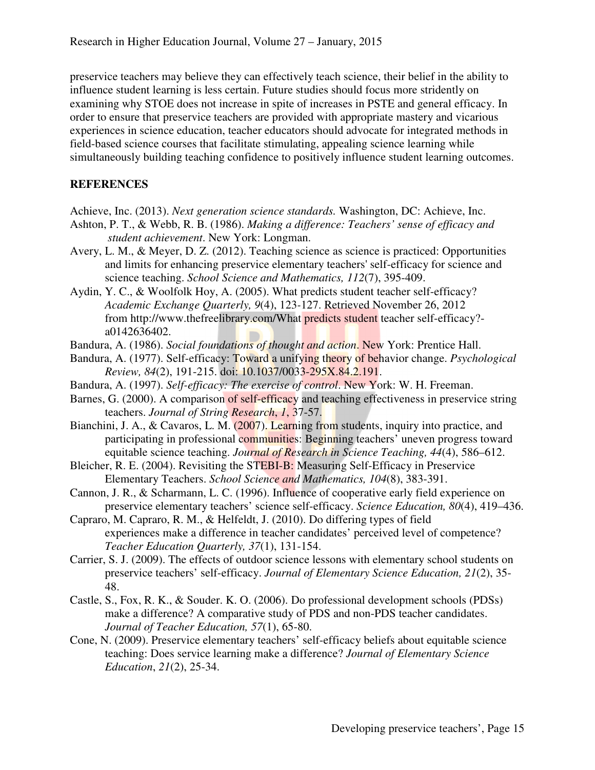preservice teachers may believe they can effectively teach science, their belief in the ability to influence student learning is less certain. Future studies should focus more stridently on examining why STOE does not increase in spite of increases in PSTE and general efficacy. In order to ensure that preservice teachers are provided with appropriate mastery and vicarious experiences in science education, teacher educators should advocate for integrated methods in field-based science courses that facilitate stimulating, appealing science learning while simultaneously building teaching confidence to positively influence student learning outcomes.

## REFERENCES

Achieve, Inc. (2013). *Next generation science standards.* Washington, DC: Achieve, Inc.

Ashton, P. T., & Webb, R. B. (1986). *Making a difference: Teachers' sense of efficacy and student achievement*. New York: Longman.

Avery, L. M., & Meyer, D. Z. (2012). Teaching science as science is practiced: Opportunities and limits for enhancing preservice elementary teachers' self-efficacy for science and science teaching. *School Science and Mathematics, 112*(7), 395-409.

Aydin, Y. C., & Woolfolk Hoy, A. (2005). What predicts student teacher self-efficacy? *Academic Exchange Quarterly, 9*(4), 123-127. Retrieved November 26, 2012 from http://www.thefreelibrary.com/What predicts student teacher self-efficacy?-a0142636402.

Bandura, A. (1986). *Social foundations of thought and action*. New York: Prentice Hall.

Bandura, A. (1977). Self-efficacy: Toward a unifying theory of behavior change. *Psychological Review, 84*(2), 191-215. doi: 10.1037/0033-295X.84.2.191.

Bandura, A. (1997). *Self-efficacy: The exercise of control*. New York: W. H. Freeman.

Barnes, G. (2000). A comparison of self-efficacy and teaching effectiveness in preservice string teachers. *Journal of String Research*, *1*, 37-57.

Bianchini, J. A., & Cavaros, L. M. (2007). Learning from students, inquiry into practice, and participating in professional communities: Beginning teachers' uneven progress toward equitable science teaching. *Journal of Research in Science Teaching, 44*(4), 586–612.

Bleicher, R. E. (2004). Revisiting the STEBI-B: Measuring Self-Efficacy in Preservice Elementary Teachers. *School Science and Mathematics, 104*(8), 383-391.

Cannon, J. R., & Scharmann, L. C. (1996). Influence of cooperative early field experience on preservice elementary teachers' science self-efficacy. *Science Education, 80*(4), 419–436.

Capraro, M. Capraro, R. M., & Helfeldt, J. (2010). Do differing types of field experiences make a difference in teacher candidates' perceived level of competence? *Teacher Education Quarterly, 37*(1), 131-154.

Carrier, S. J. (2009). The effects of outdoor science lessons with elementary school students on preservice teachers' self-efficacy. *Journal of Elementary Science Education, 21*(2), 35-48.

Castle, S., Fox, R. K., & Souder. K. O. (2006). Do professional development schools (PDSs) make a difference? A comparative study of PDS and non-PDS teacher candidates. *Journal of Teacher Education, 57*(1), 65-80.

Cone, N. (2009). Preservice elementary teachers' self-efficacy beliefs about equitable science teaching: Does service learning make a difference? *Journal of Elementary Science Education*, *21*(2), 25-34.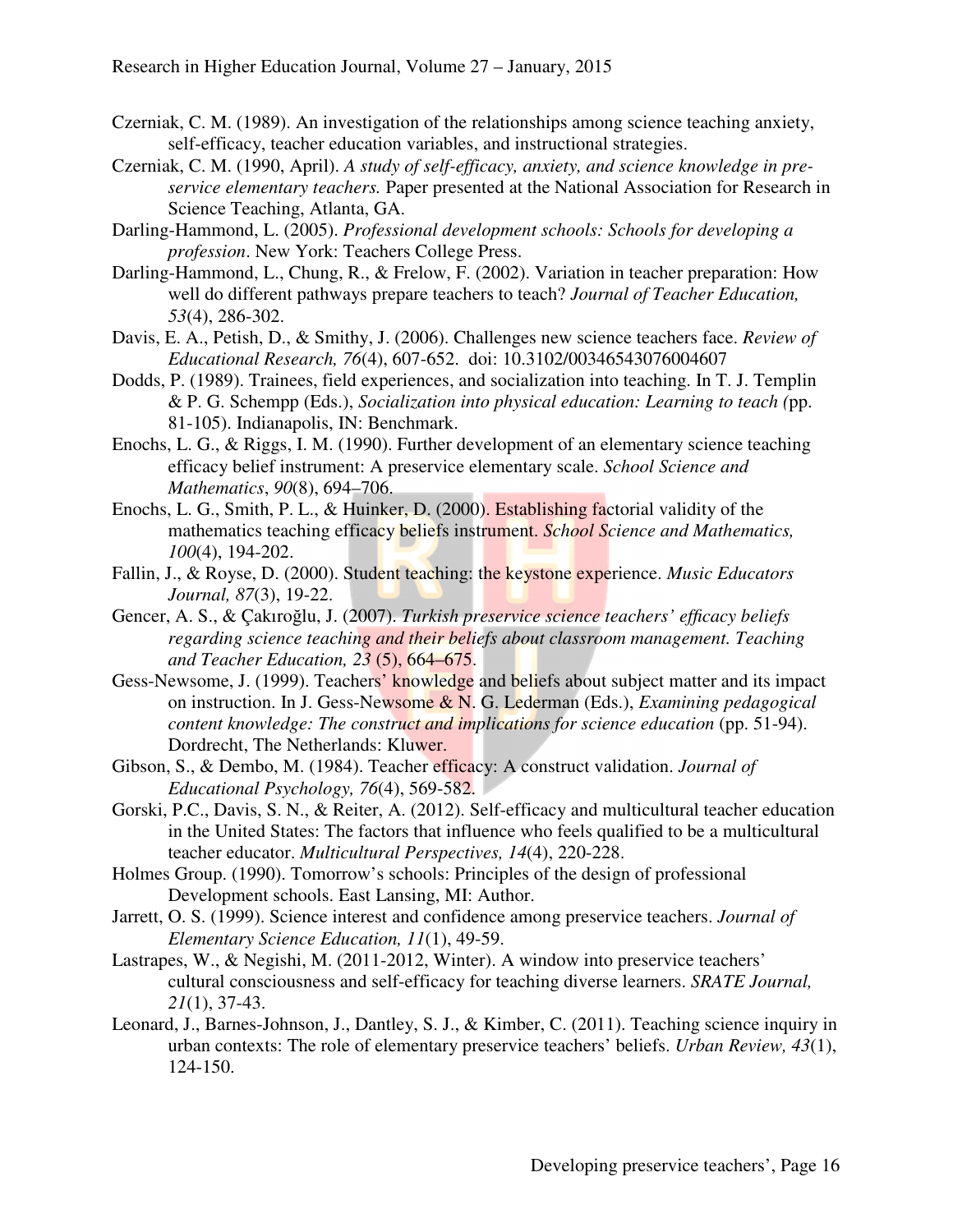Czerniak, C. M. (1989). An investigation of the relationships among science teaching anxiety, self-efficacy, teacher education variables, and instructional strategies.

Czerniak, C. M. (1990, April). *A study of self-efficacy, anxiety, and science knowledge in pre-service elementary teachers.* Paper presented at the National Association for Research in Science Teaching, Atlanta, GA.

Darling-Hammond, L. (2005). *Professional development schools: Schools for developing a profession*. New York: Teachers College Press.

Darling-Hammond, L., Chung, R., & Frelow, F. (2002). Variation in teacher preparation: How well do different pathways prepare teachers to teach? *Journal of Teacher Education, 53*(4), 286-302.

Davis, E. A., Petish, D., & Smithy, J. (2006). Challenges new science teachers face. *Review of Educational Research, 76*(4), 607-652. doi: 10.3102/00346543076004607

Dodds, P. (1989). Trainees, field experiences, and socialization into teaching. In T. J. Templin & P. G. Schempp (Eds.), *Socialization into physical education: Learning to teach (*pp. 81-105). Indianapolis, IN: Benchmark.

Enochs, L. G., & Riggs, I. M. (1990). Further development of an elementary science teaching efficacy belief instrument: A preservice elementary scale. *School Science and Mathematics*, *90*(8), 694–706.

Enochs, L. G., Smith, P. L., & Huinker, D. (2000). Establishing factorial validity of the mathematics teaching efficacy beliefs instrument. *School Science and Mathematics, 100*(4), 194-202.

Fallin, J., & Royse, D. (2000). Student teaching: the keystone experience. *Music Educators Journal, 87*(3), 19-22.

Gencer, A. S., & Çakıroğlu, J. (2007). *Turkish preservice science teachers' efficacy beliefs regarding science teaching and their beliefs about classroom management. Teaching and Teacher Education, 23* (5), 664–675.

Gess-Newsome, J. (1999). Teachers' knowledge and beliefs about subject matter and its impact on instruction. In J. Gess-Newsome & N. G. Lederman (Eds.), *Examining pedagogical content knowledge: The construct and implications for science education* (pp. 51-94). Dordrecht, The Netherlands: Kluwer.

Gibson, S., & Dembo, M. (1984). Teacher efficacy: A construct validation. *Journal of Educational Psychology, 76*(4), 569-582.

Gorski, P.C., Davis, S. N., & Reiter, A. (2012). Self-efficacy and multicultural teacher education in the United States: The factors that influence who feels qualified to be a multicultural teacher educator. *Multicultural Perspectives, 14*(4), 220-228.

Holmes Group. (1990). Tomorrow's schools: Principles of the design of professional Development schools. East Lansing, MI: Author.

Jarrett, O. S. (1999). Science interest and confidence among preservice teachers. *Journal of Elementary Science Education, 11*(1), 49-59.

Lastrapes, W., & Negishi, M. (2011-2012, Winter). A window into preservice teachers' cultural consciousness and self-efficacy for teaching diverse learners. *SRATE Journal, 21*(1), 37-43.

Leonard, J., Barnes-Johnson, J., Dantley, S. J., & Kimber, C. (2011). Teaching science inquiry in urban contexts: The role of elementary preservice teachers' beliefs. *Urban Review, 43*(1), 124-150.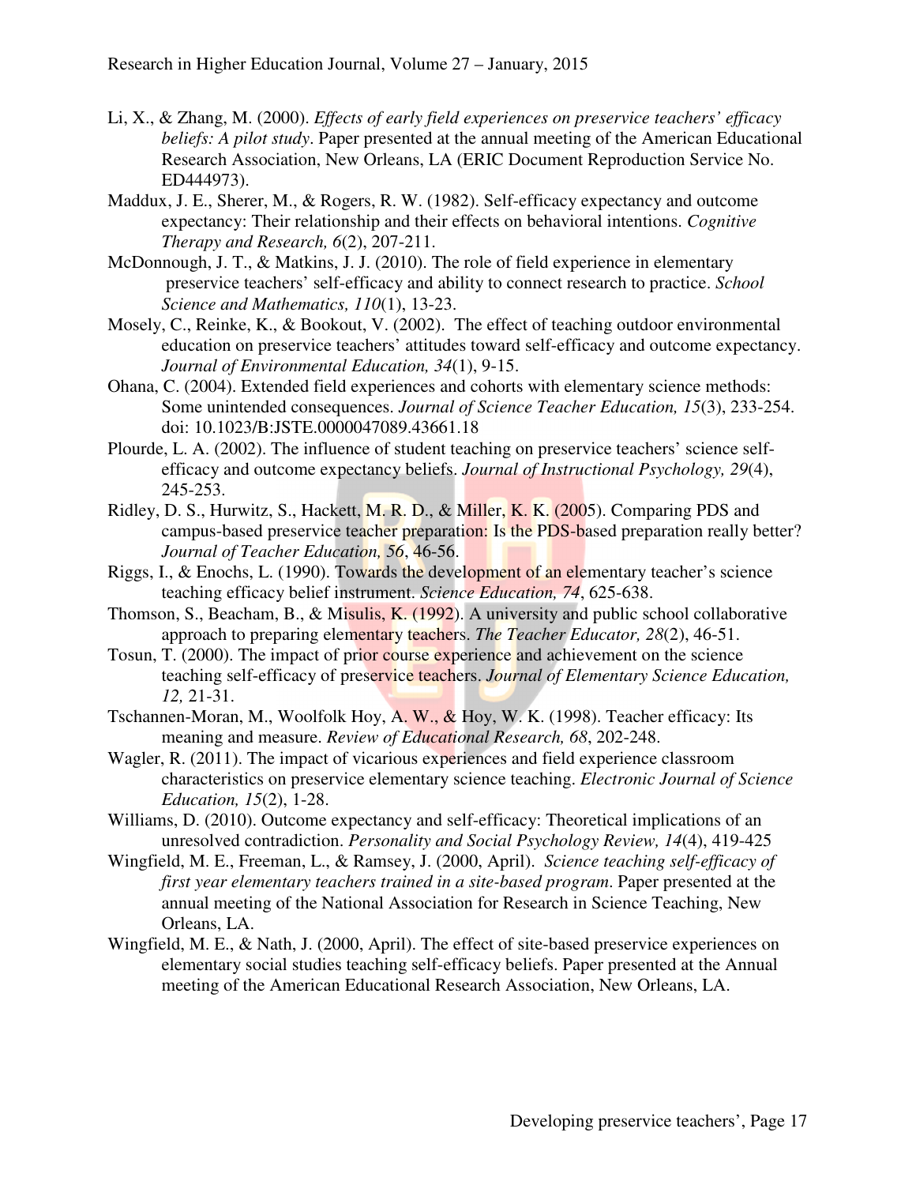Li, X., & Zhang, M. (2000). *Effects of early field experiences on preservice teachers' efficacy beliefs: A pilot study*. Paper presented at the annual meeting of the American Educational Research Association, New Orleans, LA (ERIC Document Reproduction Service No. ED444973).

Maddux, J. E., Sherer, M., & Rogers, R. W. (1982). Self-efficacy expectancy and outcome expectancy: Their relationship and their effects on behavioral intentions. *Cognitive Therapy and Research, 6*(2), 207-211.

McDonnough, J. T., & Matkins, J. J. (2010). The role of field experience in elementary preservice teachers' self-efficacy and ability to connect research to practice. *School Science and Mathematics, 110*(1), 13-23.

Mosely, C., Reinke, K., & Bookout, V. (2002). The effect of teaching outdoor environmental education on preservice teachers' attitudes toward self-efficacy and outcome expectancy. *Journal of Environmental Education, 34*(1), 9-15.

Ohana, C. (2004). Extended field experiences and cohorts with elementary science methods: Some unintended consequences. *Journal of Science Teacher Education, 15*(3), 233-254. doi: 10.1023/B:JSTE.0000047089.43661.18

Plourde, L. A. (2002). The influence of student teaching on preservice teachers' science self-efficacy and outcome expectancy beliefs. *Journal of Instructional Psychology, 29*(4), 245-253.

Ridley, D. S., Hurwitz, S., Hackett, M. R. D., & Miller, K. K. (2005). Comparing PDS and campus-based preservice teacher preparation: Is the PDS-based preparation really better? *Journal of Teacher Education, 56*, 46-56.

Riggs, I., & Enochs, L. (1990). Towards the development of an elementary teacher's science teaching efficacy belief instrument. *Science Education, 74*, 625-638.

Thomson, S., Beacham, B., & Misulis, K. (1992). A university and public school collaborative approach to preparing elementary teachers. *The Teacher Educator, 28*(2), 46-51.

Tosun, T. (2000). The impact of prior course experience and achievement on the science teaching self-efficacy of preservice teachers. *Journal of Elementary Science Education, 12,* 21-31.

Tschannen-Moran, M., Woolfolk Hoy, A. W., & Hoy, W. K. (1998). Teacher efficacy: Its meaning and measure. *Review of Educational Research, 68*, 202-248.

Wagler, R. (2011). The impact of vicarious experiences and field experience classroom characteristics on preservice elementary science teaching. *Electronic Journal of Science Education, 15*(2), 1-28.

Williams, D. (2010). Outcome expectancy and self-efficacy: Theoretical implications of an unresolved contradiction. *Personality and Social Psychology Review, 14*(4), 419-425

Wingfield, M. E., Freeman, L., & Ramsey, J. (2000, April). *Science teaching self-efficacy of first year elementary teachers trained in a site-based program*. Paper presented at the annual meeting of the National Association for Research in Science Teaching, New Orleans, LA.

Wingfield, M. E., & Nath, J. (2000, April). The effect of site-based preservice experiences on elementary social studies teaching self-efficacy beliefs. Paper presented at the Annual meeting of the American Educational Research Association, New Orleans, LA.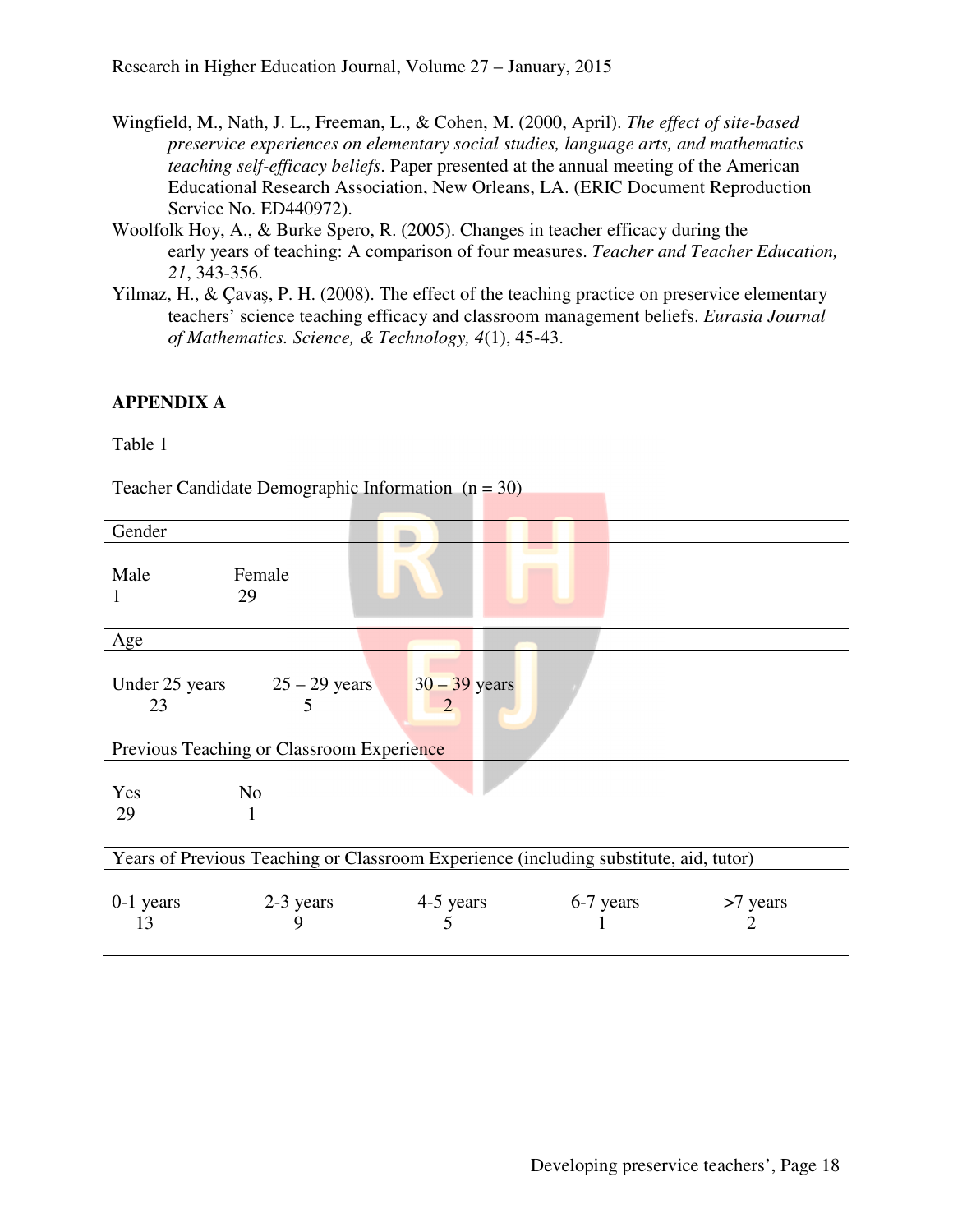Wingfield, M., Nath, J. L., Freeman, L., & Cohen, M. (2000, April). *The effect of site-based preservice experiences on elementary social studies, language arts, and mathematics teaching self-efficacy beliefs*. Paper presented at the annual meeting of the American Educational Research Association, New Orleans, LA. (ERIC Document Reproduction Service No. ED440972).

Woolfolk Hoy, A., & Burke Spero, R. (2005). Changes in teacher efficacy during the early years of teaching: A comparison of four measures. *Teacher and Teacher Education, 21*, 343-356.

Yilmaz, H., & Çavaş, P. H. (2008). The effect of the teaching practice on preservice elementary teachers' science teaching efficacy and classroom management beliefs. *Eurasia Journal of Mathematics. Science, & Technology, 4*(1), 45-43.

## APPENDIX A

Table 1

Teacher Candidate Demographic Information (n = 30)

| Gender | | | | |
|---|---|---|---|---|
| Male | Female | | | |
| 1 | 29 | | | |
| **Age** | | | | |
| Under 25 years | 25 – 29 years | 30 – 39 years | | |
| 23 | 5 | 2 | | |
| **Previous Teaching or Classroom Experience** | | | | |
| Yes | No | | | |
| 29 | 1 | | | |
| **Years of Previous Teaching or Classroom Experience (including substitute, aid, tutor)** | | | | |
| 0-1 years | 2-3 years | 4-5 years | 6-7 years | >7 years |
| 13 | 9 | 5 | 1 | 2 |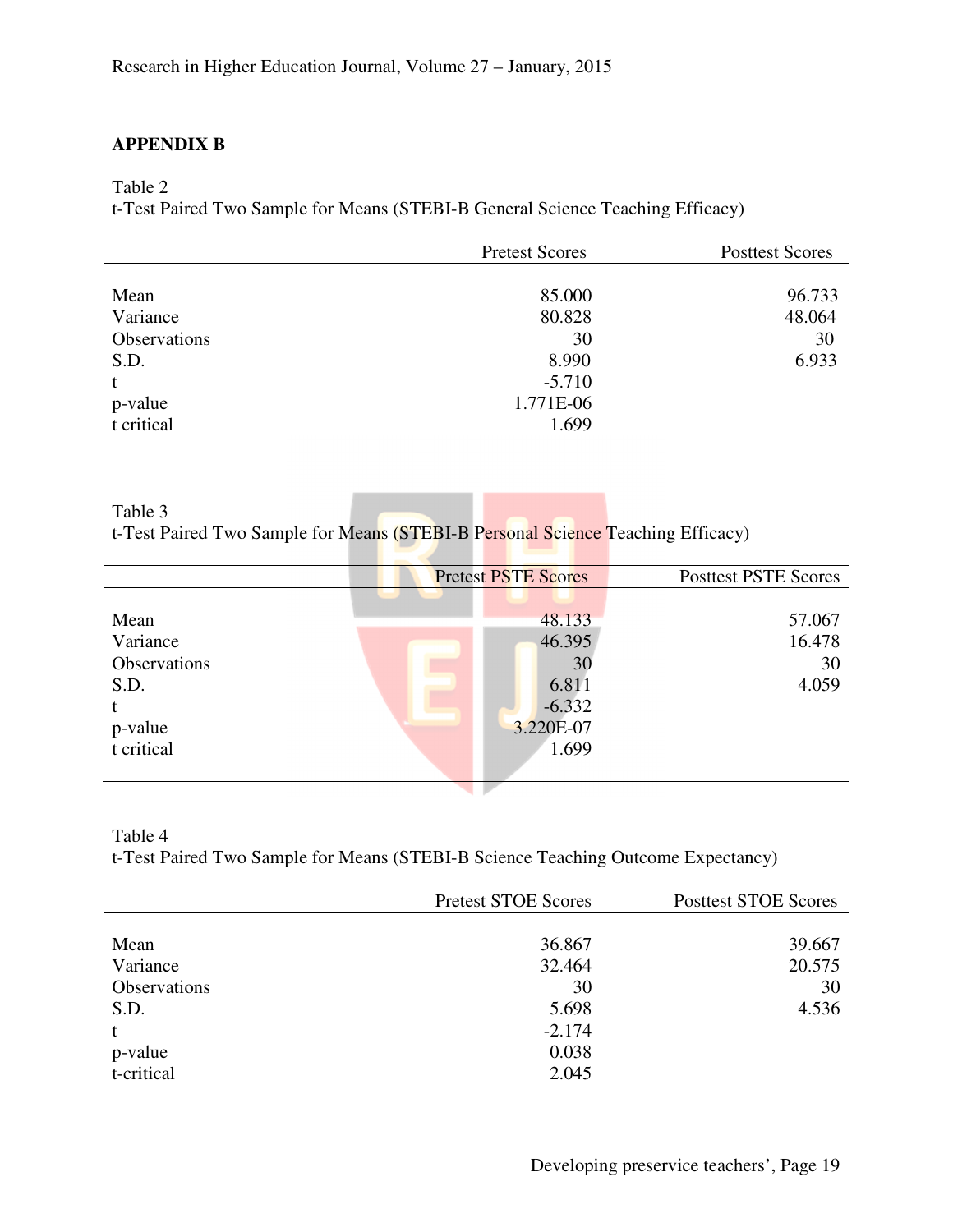## APPENDIX B

Table 2
t-Test Paired Two Sample for Means (STEBI-B General Science Teaching Efficacy)

| | Pretest Scores | Posttest Scores |
|---|---|---|
| Mean | 85.000 | 96.733 |
| Variance | 80.828 | 48.064 |
| Observations | 30 | 30 |
| S.D. | 8.990 | 6.933 |
| t | -5.710 | |
| p-value | 1.771E-06 | |
| t critical | 1.699 | |

Table 3
t-Test Paired Two Sample for Means (STEBI-B Personal Science Teaching Efficacy)

| | Pretest PSTE Scores | Posttest PSTE Scores |
|---|---|---|
| Mean | 48.133 | 57.067 |
| Variance | 46.395 | 16.478 |
| Observations | 30 | 30 |
| S.D. | 6.811 | 4.059 |
| t | -6.332 | |
| p-value | 3.220E-07 | |
| t critical | 1.699 | |

Table 4
t-Test Paired Two Sample for Means (STEBI-B Science Teaching Outcome Expectancy)

| | Pretest STOE Scores | Posttest STOE Scores |
|---|---|---|
| Mean | 36.867 | 39.667 |
| Variance | 32.464 | 20.575 |
| Observations | 30 | 30 |
| S.D. | 5.698 | 4.536 |
| t | -2.174 | |
| p-value | 0.038 | |
| t-critical | 2.045 | |